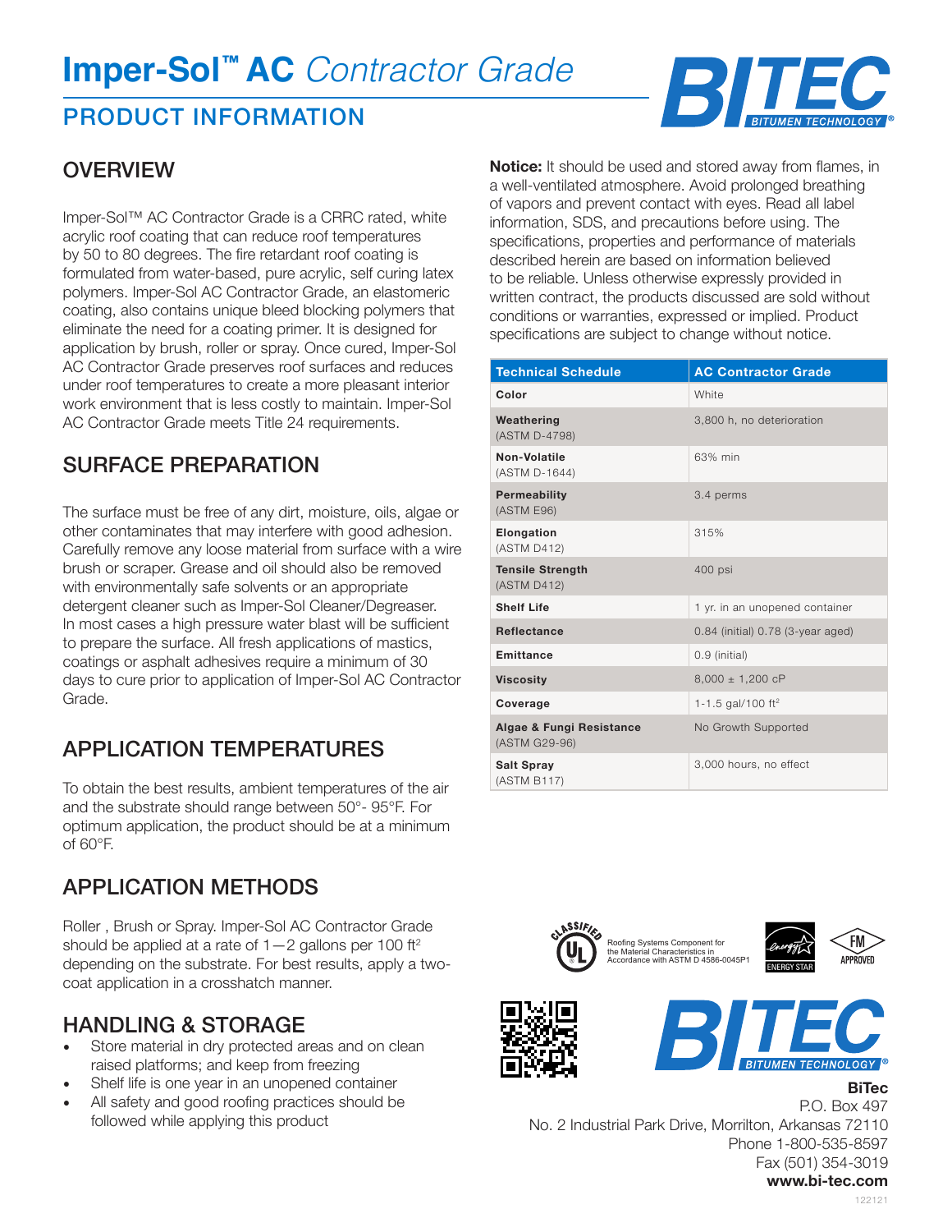# Imper-Sol™ AC *Contractor Grade*

## PRODUCT INFORMATION

## OVERVIEW

Imper-Sol™ AC Contractor Grade is a CRRC rated, white acrylic roof coating that can reduce roof temperatures by 50 to 80 degrees. The fire retardant roof coating is formulated from water-based, pure acrylic, self curing latex polymers. Imper-Sol AC Contractor Grade, an elastomeric coating, also contains unique bleed blocking polymers that eliminate the need for a coating primer. It is designed for application by brush, roller or spray. Once cured, Imper-Sol AC Contractor Grade preserves roof surfaces and reduces under roof temperatures to create a more pleasant interior work environment that is less costly to maintain. Imper-Sol AC Contractor Grade meets Title 24 requirements.

## SURFACE PREPARATION

The surface must be free of any dirt, moisture, oils, algae or other contaminates that may interfere with good adhesion. Carefully remove any loose material from surface with a wire brush or scraper. Grease and oil should also be removed with environmentally safe solvents or an appropriate detergent cleaner such as Imper-Sol Cleaner/Degreaser. In most cases a high pressure water blast will be sufficient to prepare the surface. All fresh applications of mastics, coatings or asphalt adhesives require a minimum of 30 days to cure prior to application of Imper-Sol AC Contractor Grade.

## APPLICATION TEMPERATURES

To obtain the best results, ambient temperatures of the air and the substrate should range between 50°- 95°F. For optimum application, the product should be at a minimum of 60°F.

## APPLICATION METHODS

Roller , Brush or Spray. Imper-Sol AC Contractor Grade should be applied at a rate of 1—2 gallons per 100 ft$^2$ depending on the substrate. For best results, apply a two-coat application in a crosshatch manner.

## HANDLING & STORAGE

- Store material in dry protected areas and on clean raised platforms; and keep from freezing
- Shelf life is one year in an unopened container
- All safety and good roofing practices should be followed while applying this product

**Notice:** It should be used and stored away from flames, in a well-ventilated atmosphere. Avoid prolonged breathing of vapors and prevent contact with eyes. Read all label information, SDS, and precautions before using. The specifications, properties and performance of materials described herein are based on information believed to be reliable. Unless otherwise expressly provided in written contract, the products discussed are sold without conditions or warranties, expressed or implied. Product specifications are subject to change without notice.

| Technical Schedule | AC Contractor Grade |
|---|---|
| **Color** | White |
| **Weathering** (ASTM D-4798) | 3,800 h, no deterioration |
| **Non-Volatile** (ASTM D-1644) | 63% min |
| **Permeability** (ASTM E96) | 3.4 perms |
| **Elongation** (ASTM D412) | 315% |
| **Tensile Strength** (ASTM D412) | 400 psi |
| **Shelf Life** | 1 yr. in an unopened container |
| **Reflectance** | 0.84 (initial) 0.78 (3-year aged) |
| **Emittance** | 0.9 (initial) |
| **Viscosity** | 8,000 ± 1,200 cP |
| **Coverage** | 1-1.5 gal/100 ft$^2$ |
| **Algae & Fungi Resistance** (ASTM G29-96) | No Growth Supported |
| **Salt Spray** (ASTM B117) | 3,000 hours, no effect |

Roofing Systems Component for the Material Characteristics in Accordance with ASTM D 4586-0045P1

**BiTec**
P.O. Box 497
No. 2 Industrial Park Drive, Morrilton, Arkansas 72110
Phone 1-800-535-8597
Fax (501) 354-3019
**www.bi-tec.com**

122121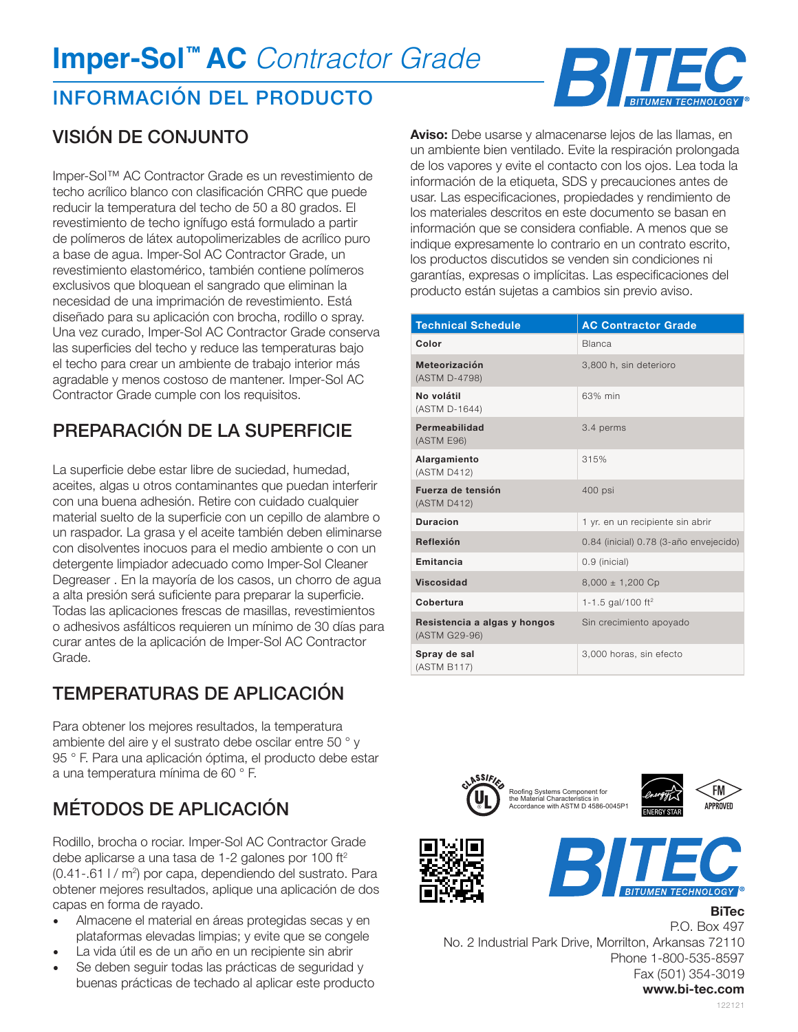# Imper-Sol™ AC *Contractor Grade*

## INFORMACIÓN DEL PRODUCTO

## VISIÓN DE CONJUNTO

Imper-Sol™ AC Contractor Grade es un revestimiento de techo acrílico blanco con clasificación CRRC que puede reducir la temperatura del techo de 50 a 80 grados. El revestimiento de techo ignífugo está formulado a partir de polímeros de látex autopolimerizables de acrílico puro a base de agua. Imper-Sol AC Contractor Grade, un revestimiento elastomérico, también contiene polímeros exclusivos que bloquean el sangrado que eliminan la necesidad de una imprimación de revestimiento. Está diseñado para su aplicación con brocha, rodillo o spray. Una vez curado, Imper-Sol AC Contractor Grade conserva las superficies del techo y reduce las temperaturas bajo el techo para crear un ambiente de trabajo interior más agradable y menos costoso de mantener. Imper-Sol AC Contractor Grade cumple con los requisitos.

## PREPARACIÓN DE LA SUPERFICIE

La superficie debe estar libre de suciedad, humedad, aceites, algas u otros contaminantes que puedan interferir con una buena adhesión. Retire con cuidado cualquier material suelto de la superficie con un cepillo de alambre o un raspador. La grasa y el aceite también deben eliminarse con disolventes inocuos para el medio ambiente o con un detergente limpiador adecuado como Imper-Sol Cleaner Degreaser . En la mayoría de los casos, un chorro de agua a alta presión será suficiente para preparar la superficie. Todas las aplicaciones frescas de masillas, revestimientos o adhesivos asfálticos requieren un mínimo de 30 días para curar antes de la aplicación de Imper-Sol AC Contractor Grade.

## TEMPERATURAS DE APLICACIÓN

Para obtener los mejores resultados, la temperatura ambiente del aire y el sustrato debe oscilar entre 50 ° y 95 ° F. Para una aplicación óptima, el producto debe estar a una temperatura mínima de 60 ° F.

## MÉTODOS DE APLICACIÓN

Rodillo, brocha o rociar. Imper-Sol AC Contractor Grade debe aplicarse a una tasa de 1-2 galones por 100 ft$^2$ (0.41-.61 l / m$^2$) por capa, dependiendo del sustrato. Para obtener mejores resultados, aplique una aplicación de dos capas en forma de rayado.

- Almacene el material en áreas protegidas secas y en plataformas elevadas limpias; y evite que se congele
- La vida útil es de un año en un recipiente sin abrir
- Se deben seguir todas las prácticas de seguridad y buenas prácticas de techado al aplicar este producto

**Aviso:** Debe usarse y almacenarse lejos de las llamas, en un ambiente bien ventilado. Evite la respiración prolongada de los vapores y evite el contacto con los ojos. Lea toda la información de la etiqueta, SDS y precauciones antes de usar. Las especificaciones, propiedades y rendimiento de los materiales descritos en este documento se basan en información que se considera confiable. A menos que se indique expresamente lo contrario en un contrato escrito, los productos discutidos se venden sin condiciones ni garantías, expresas o implícitas. Las especificaciones del producto están sujetas a cambios sin previo aviso.

| Technical Schedule | AC Contractor Grade |
|---|---|
| **Color** | Blanca |
| **Meteorización** (ASTM D-4798) | 3,800 h, sin deterioro |
| **No volátil** (ASTM D-1644) | 63% min |
| **Permeabilidad** (ASTM E96) | 3.4 perms |
| **Alargamiento** (ASTM D412) | 315% |
| **Fuerza de tensión** (ASTM D412) | 400 psi |
| **Duracion** | 1 yr. en un recipiente sin abrir |
| **Reflexión** | 0.84 (inicial) 0.78 (3-año envejecido) |
| **Emitancia** | 0.9 (inicial) |
| **Viscosidad** | 8,000 ± 1,200 Cp |
| **Cobertura** | 1-1.5 gal/100 ft$^2$ |
| **Resistencia a algas y hongos** (ASTM G29-96) | Sin crecimiento apoyado |
| **Spray de sal** (ASTM B117) | 3,000 horas, sin efecto |

Roofing Systems Component for the Material Characteristics in Accordance with ASTM D 4586-0045P1

**BiTec**
P.O. Box 497
No. 2 Industrial Park Drive, Morrilton, Arkansas 72110
Phone 1-800-535-8597
Fax (501) 354-3019
**www.bi-tec.com**

122121